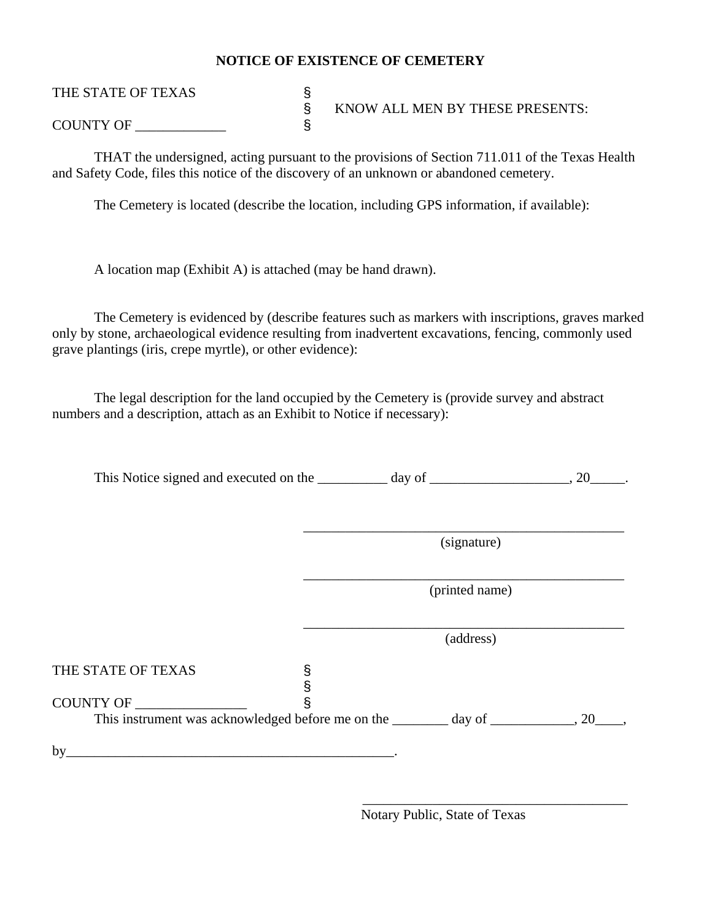# NOTICE OF EXISTENCE OF CEMETERY

THE STATE OF TEXAS §
§ KNOW ALL MEN BY THESE PRESENTS:
COUNTY OF _____________ §

THAT the undersigned, acting pursuant to the provisions of Section 711.011 of the Texas Health and Safety Code, files this notice of the discovery of an unknown or abandoned cemetery.

The Cemetery is located (describe the location, including GPS information, if available):

A location map (Exhibit A) is attached (may be hand drawn).

The Cemetery is evidenced by (describe features such as markers with inscriptions, graves marked only by stone, archaeological evidence resulting from inadvertent excavations, fencing, commonly used grave plantings (iris, crepe myrtle), or other evidence):

The legal description for the land occupied by the Cemetery is (provide survey and abstract numbers and a description, attach as an Exhibit to Notice if necessary):

This Notice signed and executed on the __________ day of ____________________, 20_____.

_______________________________________________
(signature)

_______________________________________________
(printed name)

_______________________________________________
(address)

THE STATE OF TEXAS §
§
COUNTY OF ________________ §

This instrument was acknowledged before me on the ________ day of ____________, 20____,

by_________________________________________________.

_______________________________________
Notary Public, State of Texas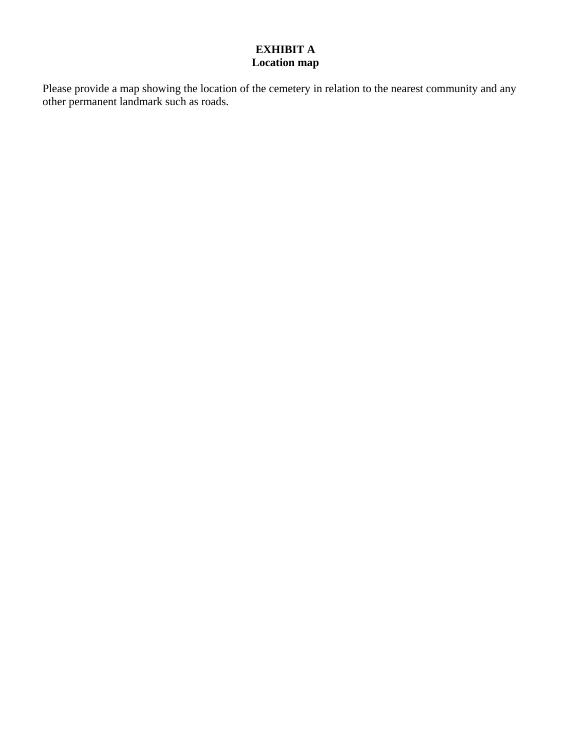**EXHIBIT A**
**Location map**

Please provide a map showing the location of the cemetery in relation to the nearest community and any other permanent landmark such as roads.